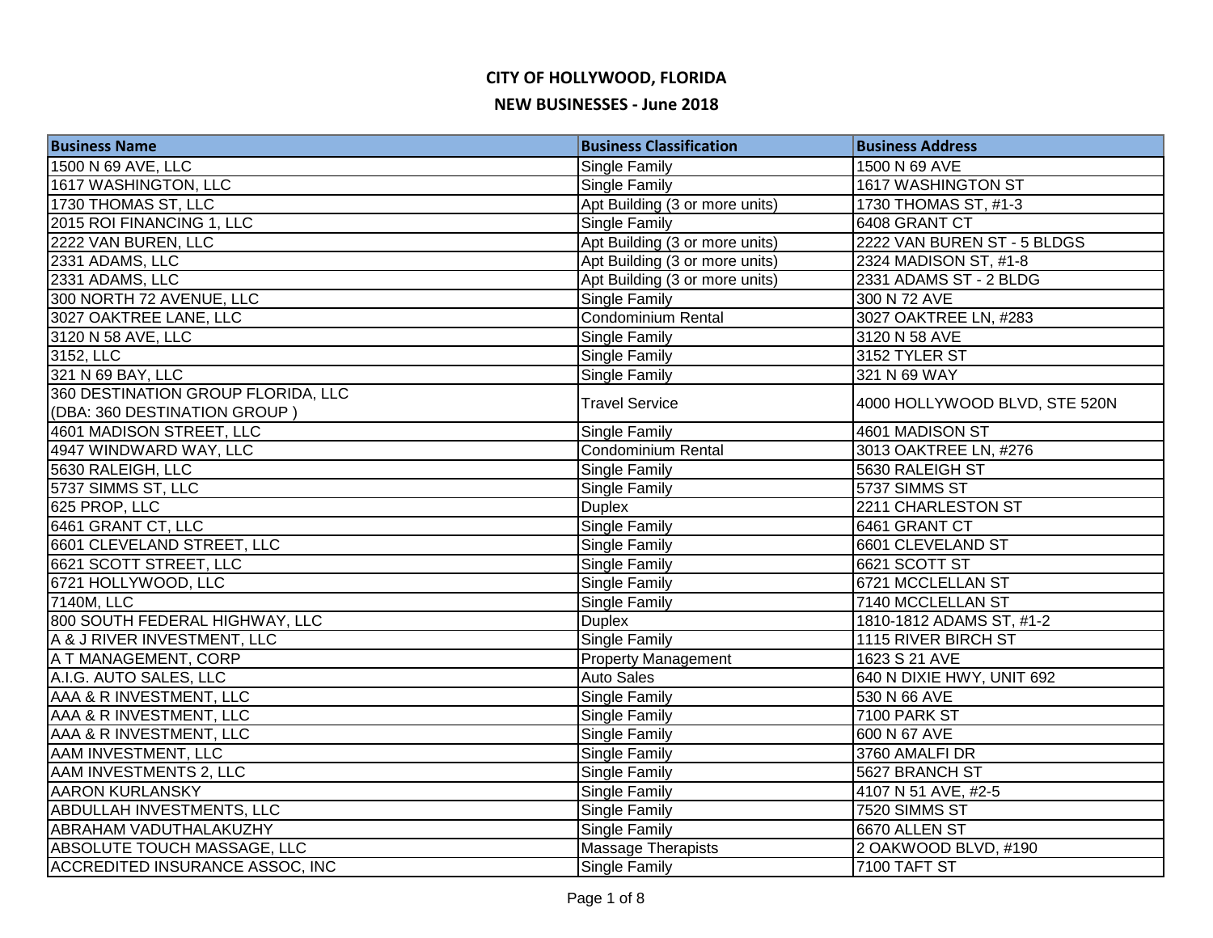# CITY OF HOLLYWOOD, FLORIDA

## NEW BUSINESSES - June 2018

| Business Name | Business Classification | Business Address |
|---|---|---|
| 1500 N 69 AVE, LLC | Single Family | 1500 N 69 AVE |
| 1617 WASHINGTON, LLC | Single Family | 1617 WASHINGTON ST |
| 1730 THOMAS ST, LLC | Apt Building (3 or more units) | 1730 THOMAS ST, #1-3 |
| 2015 ROI FINANCING 1, LLC | Single Family | 6408 GRANT CT |
| 2222 VAN BUREN, LLC | Apt Building (3 or more units) | 2222 VAN BUREN ST - 5 BLDGS |
| 2331 ADAMS, LLC | Apt Building (3 or more units) | 2324 MADISON ST, #1-8 |
| 2331 ADAMS, LLC | Apt Building (3 or more units) | 2331 ADAMS ST - 2 BLDG |
| 300 NORTH 72 AVENUE, LLC | Single Family | 300 N 72 AVE |
| 3027 OAKTREE LANE, LLC | Condominium Rental | 3027 OAKTREE LN, #283 |
| 3120 N 58 AVE, LLC | Single Family | 3120 N 58 AVE |
| 3152, LLC | Single Family | 3152 TYLER ST |
| 321 N 69 BAY, LLC | Single Family | 321 N 69 WAY |
| 360 DESTINATION GROUP FLORIDA, LLC (DBA: 360 DESTINATION GROUP ) | Travel Service | 4000 HOLLYWOOD BLVD, STE 520N |
| 4601 MADISON STREET, LLC | Single Family | 4601 MADISON ST |
| 4947 WINDWARD WAY, LLC | Condominium Rental | 3013 OAKTREE LN, #276 |
| 5630 RALEIGH, LLC | Single Family | 5630 RALEIGH ST |
| 5737 SIMMS ST, LLC | Single Family | 5737 SIMMS ST |
| 625 PROP, LLC | Duplex | 2211 CHARLESTON ST |
| 6461 GRANT CT, LLC | Single Family | 6461 GRANT CT |
| 6601 CLEVELAND STREET, LLC | Single Family | 6601 CLEVELAND ST |
| 6621 SCOTT STREET, LLC | Single Family | 6621 SCOTT ST |
| 6721 HOLLYWOOD, LLC | Single Family | 6721 MCCLELLAN ST |
| 7140M, LLC | Single Family | 7140 MCCLELLAN ST |
| 800 SOUTH FEDERAL HIGHWAY, LLC | Duplex | 1810-1812 ADAMS ST, #1-2 |
| A & J RIVER INVESTMENT, LLC | Single Family | 1115 RIVER BIRCH ST |
| A T MANAGEMENT, CORP | Property Management | 1623 S 21 AVE |
| A.I.G. AUTO SALES, LLC | Auto Sales | 640 N DIXIE HWY, UNIT 692 |
| AAA & R INVESTMENT, LLC | Single Family | 530 N 66 AVE |
| AAA & R INVESTMENT, LLC | Single Family | 7100 PARK ST |
| AAA & R INVESTMENT, LLC | Single Family | 600 N 67 AVE |
| AAM INVESTMENT, LLC | Single Family | 3760 AMALFI DR |
| AAM INVESTMENTS 2, LLC | Single Family | 5627 BRANCH ST |
| AARON KURLANSKY | Single Family | 4107 N 51 AVE, #2-5 |
| ABDULLAH INVESTMENTS, LLC | Single Family | 7520 SIMMS ST |
| ABRAHAM VADUTHALAKUZHY | Single Family | 6670 ALLEN ST |
| ABSOLUTE TOUCH MASSAGE, LLC | Massage Therapists | 2 OAKWOOD BLVD, #190 |
| ACCREDITED INSURANCE ASSOC, INC | Single Family | 7100 TAFT ST |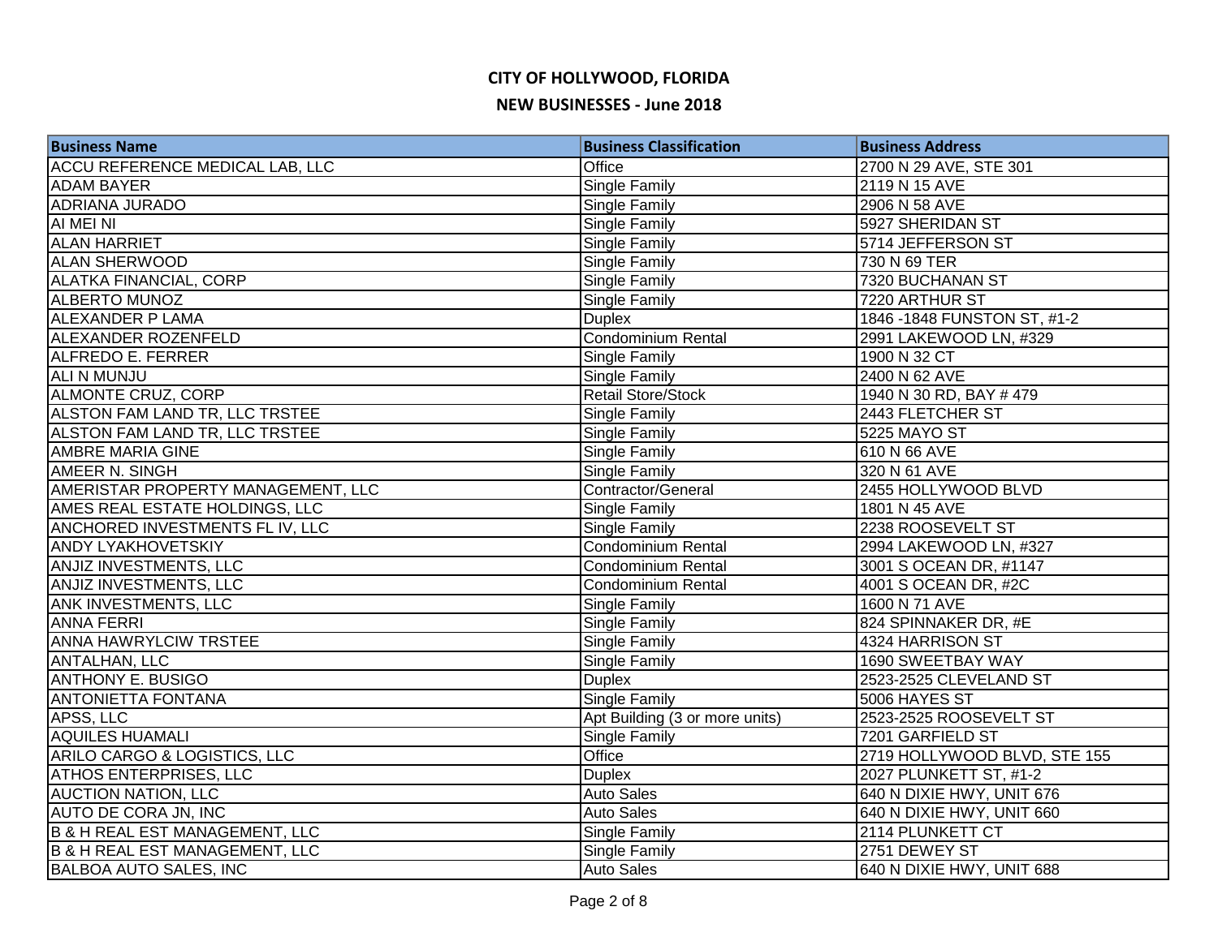# CITY OF HOLLYWOOD, FLORIDA

## NEW BUSINESSES - June 2018

| Business Name | Business Classification | Business Address |
|---|---|---|
| ACCU REFERENCE MEDICAL LAB, LLC | Office | 2700 N 29 AVE, STE 301 |
| ADAM BAYER | Single Family | 2119 N 15 AVE |
| ADRIANA JURADO | Single Family | 2906 N 58 AVE |
| AI MEI NI | Single Family | 5927 SHERIDAN ST |
| ALAN HARRIET | Single Family | 5714 JEFFERSON ST |
| ALAN SHERWOOD | Single Family | 730 N 69 TER |
| ALATKA FINANCIAL, CORP | Single Family | 7320 BUCHANAN ST |
| ALBERTO MUNOZ | Single Family | 7220 ARTHUR ST |
| ALEXANDER P LAMA | Duplex | 1846 -1848 FUNSTON ST, #1-2 |
| ALEXANDER ROZENFELD | Condominium Rental | 2991 LAKEWOOD LN, #329 |
| ALFREDO E. FERRER | Single Family | 1900 N 32 CT |
| ALI N MUNJU | Single Family | 2400 N 62 AVE |
| ALMONTE CRUZ, CORP | Retail Store/Stock | 1940 N 30 RD, BAY # 479 |
| ALSTON FAM LAND TR, LLC TRSTEE | Single Family | 2443 FLETCHER ST |
| ALSTON FAM LAND TR, LLC TRSTEE | Single Family | 5225 MAYO ST |
| AMBRE MARIA GINE | Single Family | 610 N 66 AVE |
| AMEER N. SINGH | Single Family | 320 N 61 AVE |
| AMERISTAR PROPERTY MANAGEMENT, LLC | Contractor/General | 2455 HOLLYWOOD BLVD |
| AMES REAL ESTATE HOLDINGS, LLC | Single Family | 1801 N 45 AVE |
| ANCHORED INVESTMENTS FL IV, LLC | Single Family | 2238 ROOSEVELT ST |
| ANDY LYAKHOVETSKIY | Condominium Rental | 2994 LAKEWOOD LN, #327 |
| ANJIZ INVESTMENTS, LLC | Condominium Rental | 3001 S OCEAN DR, #1147 |
| ANJIZ INVESTMENTS, LLC | Condominium Rental | 4001 S OCEAN DR, #2C |
| ANK INVESTMENTS, LLC | Single Family | 1600 N 71 AVE |
| ANNA FERRI | Single Family | 824 SPINNAKER DR, #E |
| ANNA HAWRYLCIW TRSTEE | Single Family | 4324 HARRISON ST |
| ANTALHAN, LLC | Single Family | 1690 SWEETBAY WAY |
| ANTHONY E. BUSIGO | Duplex | 2523-2525 CLEVELAND ST |
| ANTONIETTA FONTANA | Single Family | 5006 HAYES ST |
| APSS, LLC | Apt Building (3 or more units) | 2523-2525 ROOSEVELT ST |
| AQUILES HUAMALI | Single Family | 7201 GARFIELD ST |
| ARILO CARGO & LOGISTICS, LLC | Office | 2719 HOLLYWOOD BLVD, STE 155 |
| ATHOS ENTERPRISES, LLC | Duplex | 2027 PLUNKETT ST, #1-2 |
| AUCTION NATION, LLC | Auto Sales | 640 N DIXIE HWY, UNIT 676 |
| AUTO DE CORA JN, INC | Auto Sales | 640 N DIXIE HWY, UNIT 660 |
| B & H REAL EST MANAGEMENT, LLC | Single Family | 2114 PLUNKETT CT |
| B & H REAL EST MANAGEMENT, LLC | Single Family | 2751 DEWEY ST |
| BALBOA AUTO SALES, INC | Auto Sales | 640 N DIXIE HWY, UNIT 688 |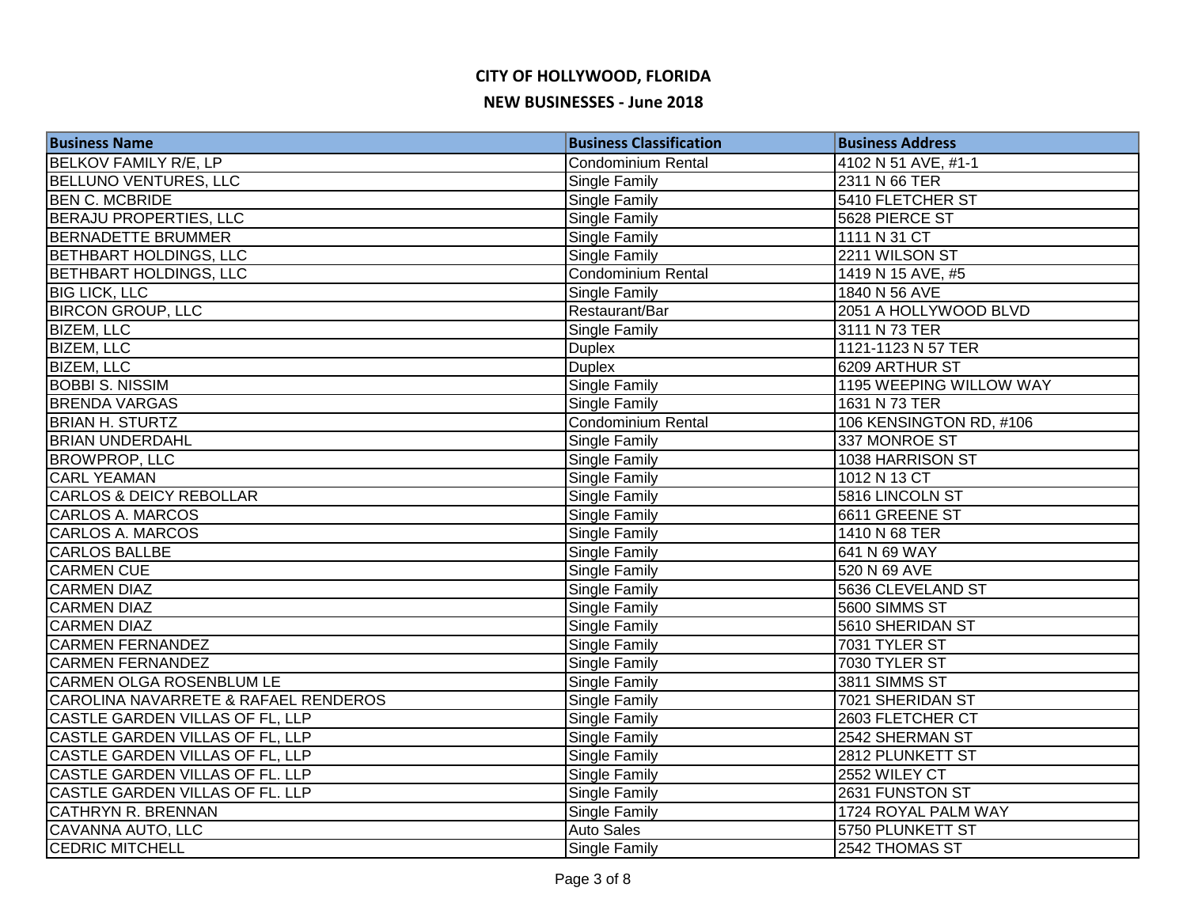# CITY OF HOLLYWOOD, FLORIDA

## NEW BUSINESSES - June 2018

| Business Name | Business Classification | Business Address |
|---|---|---|
| BELKOV FAMILY R/E, LP | Condominium Rental | 4102 N 51 AVE, #1-1 |
| BELLUNO VENTURES, LLC | Single Family | 2311 N 66 TER |
| BEN C. MCBRIDE | Single Family | 5410 FLETCHER ST |
| BERAJU PROPERTIES, LLC | Single Family | 5628 PIERCE ST |
| BERNADETTE BRUMMER | Single Family | 1111 N 31 CT |
| BETHBART HOLDINGS, LLC | Single Family | 2211 WILSON ST |
| BETHBART HOLDINGS, LLC | Condominium Rental | 1419 N 15 AVE, #5 |
| BIG LICK, LLC | Single Family | 1840 N 56 AVE |
| BIRCON GROUP, LLC | Restaurant/Bar | 2051 A HOLLYWOOD BLVD |
| BIZEM, LLC | Single Family | 3111 N 73 TER |
| BIZEM, LLC | Duplex | 1121-1123 N 57 TER |
| BIZEM, LLC | Duplex | 6209 ARTHUR ST |
| BOBBI S. NISSIM | Single Family | 1195 WEEPING WILLOW WAY |
| BRENDA VARGAS | Single Family | 1631 N 73 TER |
| BRIAN H. STURTZ | Condominium Rental | 106 KENSINGTON RD, #106 |
| BRIAN UNDERDAHL | Single Family | 337 MONROE ST |
| BROWPROP, LLC | Single Family | 1038 HARRISON ST |
| CARL YEAMAN | Single Family | 1012 N 13 CT |
| CARLOS & DEICY REBOLLAR | Single Family | 5816 LINCOLN ST |
| CARLOS A. MARCOS | Single Family | 6611 GREENE ST |
| CARLOS A. MARCOS | Single Family | 1410 N 68 TER |
| CARLOS BALLBE | Single Family | 641 N 69 WAY |
| CARMEN CUE | Single Family | 520 N 69 AVE |
| CARMEN DIAZ | Single Family | 5636 CLEVELAND ST |
| CARMEN DIAZ | Single Family | 5600 SIMMS ST |
| CARMEN DIAZ | Single Family | 5610 SHERIDAN ST |
| CARMEN FERNANDEZ | Single Family | 7031 TYLER ST |
| CARMEN FERNANDEZ | Single Family | 7030 TYLER ST |
| CARMEN OLGA ROSENBLUM LE | Single Family | 3811 SIMMS ST |
| CAROLINA NAVARRETE & RAFAEL RENDEROS | Single Family | 7021 SHERIDAN ST |
| CASTLE GARDEN VILLAS OF FL, LLP | Single Family | 2603 FLETCHER CT |
| CASTLE GARDEN VILLAS OF FL, LLP | Single Family | 2542 SHERMAN ST |
| CASTLE GARDEN VILLAS OF FL, LLP | Single Family | 2812 PLUNKETT ST |
| CASTLE GARDEN VILLAS OF FL. LLP | Single Family | 2552 WILEY CT |
| CASTLE GARDEN VILLAS OF FL. LLP | Single Family | 2631 FUNSTON ST |
| CATHRYN R. BRENNAN | Single Family | 1724 ROYAL PALM WAY |
| CAVANNA AUTO, LLC | Auto Sales | 5750 PLUNKETT ST |
| CEDRIC MITCHELL | Single Family | 2542 THOMAS ST |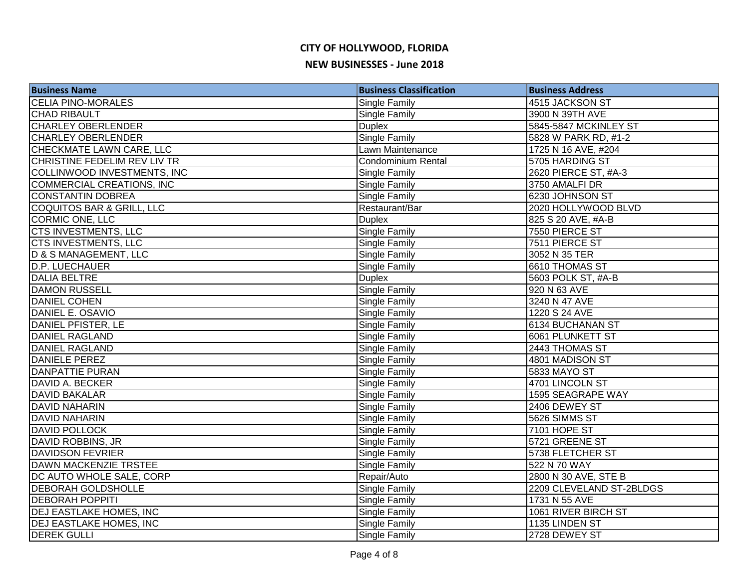# CITY OF HOLLYWOOD, FLORIDA

## NEW BUSINESSES - June 2018

| Business Name | Business Classification | Business Address |
|---|---|---|
| CELIA PINO-MORALES | Single Family | 4515 JACKSON ST |
| CHAD RIBAULT | Single Family | 3900 N 39TH AVE |
| CHARLEY OBERLENDER | Duplex | 5845-5847 MCKINLEY ST |
| CHARLEY OBERLENDER | Single Family | 5828 W PARK RD, #1-2 |
| CHECKMATE LAWN CARE, LLC | Lawn Maintenance | 1725 N 16 AVE, #204 |
| CHRISTINE FEDELIM REV LIV TR | Condominium Rental | 5705 HARDING ST |
| COLLINWOOD INVESTMENTS, INC | Single Family | 2620 PIERCE ST, #A-3 |
| COMMERCIAL CREATIONS, INC | Single Family | 3750 AMALFI DR |
| CONSTANTIN DOBREA | Single Family | 6230 JOHNSON ST |
| COQUITOS BAR & GRILL, LLC | Restaurant/Bar | 2020 HOLLYWOOD BLVD |
| CORMIC ONE, LLC | Duplex | 825 S 20 AVE, #A-B |
| CTS INVESTMENTS, LLC | Single Family | 7550 PIERCE ST |
| CTS INVESTMENTS, LLC | Single Family | 7511 PIERCE ST |
| D & S MANAGEMENT, LLC | Single Family | 3052 N 35 TER |
| D.P. LUECHAUER | Single Family | 6610 THOMAS ST |
| DALIA BELTRE | Duplex | 5603 POLK ST, #A-B |
| DAMON RUSSELL | Single Family | 920 N 63 AVE |
| DANIEL COHEN | Single Family | 3240 N 47 AVE |
| DANIEL E. OSAVIO | Single Family | 1220 S 24 AVE |
| DANIEL PFISTER, LE | Single Family | 6134 BUCHANAN ST |
| DANIEL RAGLAND | Single Family | 6061 PLUNKETT ST |
| DANIEL RAGLAND | Single Family | 2443 THOMAS ST |
| DANIELE PEREZ | Single Family | 4801 MADISON ST |
| DANPATTIE PURAN | Single Family | 5833 MAYO ST |
| DAVID A. BECKER | Single Family | 4701 LINCOLN ST |
| DAVID BAKALAR | Single Family | 1595 SEAGRAPE WAY |
| DAVID NAHARIN | Single Family | 2406 DEWEY ST |
| DAVID NAHARIN | Single Family | 5626 SIMMS ST |
| DAVID POLLOCK | Single Family | 7101 HOPE ST |
| DAVID ROBBINS, JR | Single Family | 5721 GREENE ST |
| DAVIDSON FEVRIER | Single Family | 5738 FLETCHER ST |
| DAWN MACKENZIE TRSTEE | Single Family | 522 N 70 WAY |
| DC AUTO WHOLE SALE, CORP | Repair/Auto | 2800 N 30 AVE, STE B |
| DEBORAH GOLDSHOLLE | Single Family | 2209 CLEVELAND ST-2BLDGS |
| DEBORAH POPPITI | Single Family | 1731 N 55 AVE |
| DEJ EASTLAKE HOMES, INC | Single Family | 1061 RIVER BIRCH ST |
| DEJ EASTLAKE HOMES, INC | Single Family | 1135 LINDEN ST |
| DEREK GULLI | Single Family | 2728 DEWEY ST |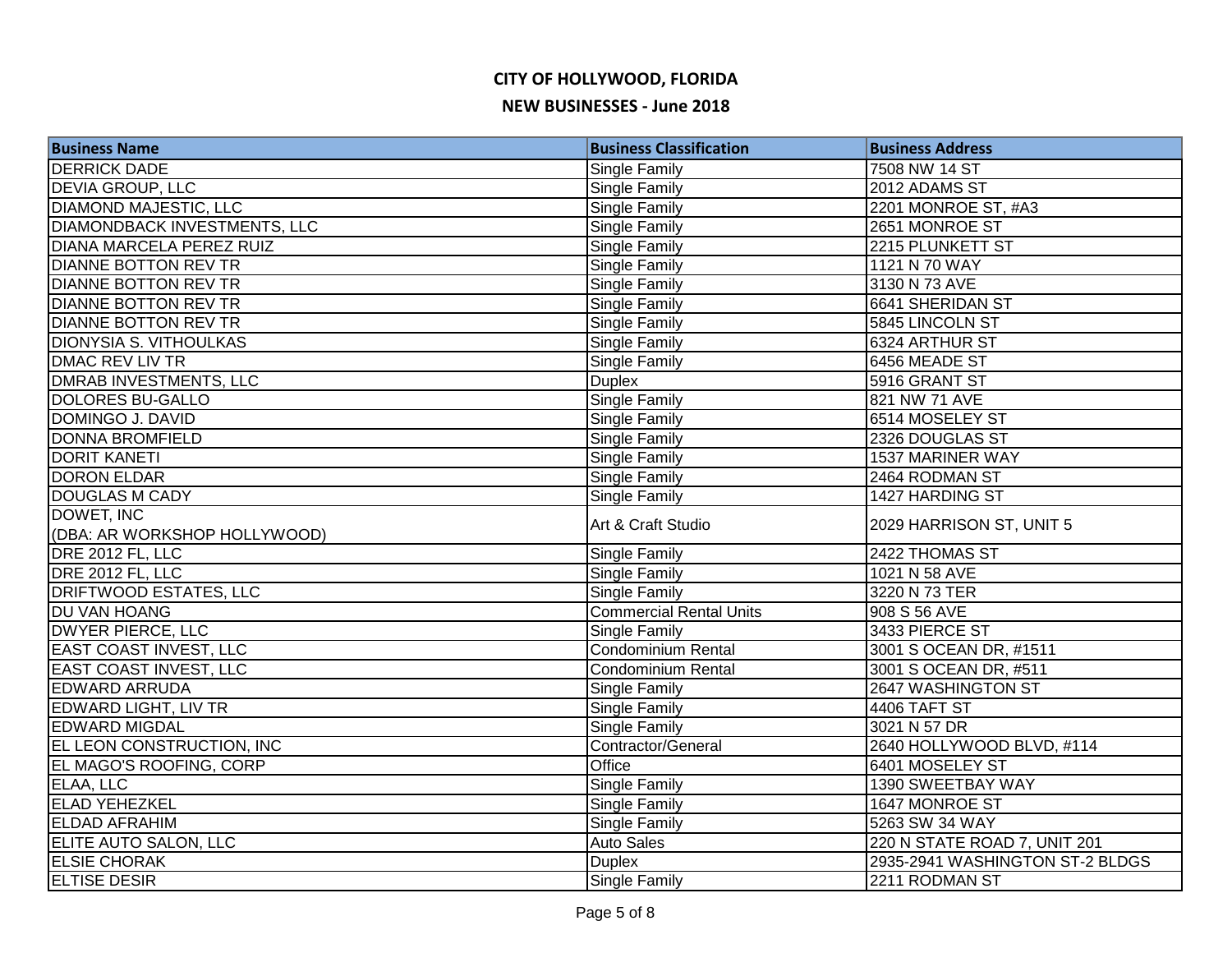# CITY OF HOLLYWOOD, FLORIDA

## NEW BUSINESSES - June 2018

| Business Name | Business Classification | Business Address |
|---|---|---|
| DERRICK DADE | Single Family | 7508 NW 14 ST |
| DEVIA GROUP, LLC | Single Family | 2012 ADAMS ST |
| DIAMOND MAJESTIC, LLC | Single Family | 2201 MONROE ST, #A3 |
| DIAMONDBACK INVESTMENTS, LLC | Single Family | 2651 MONROE ST |
| DIANA MARCELA PEREZ RUIZ | Single Family | 2215 PLUNKETT ST |
| DIANNE BOTTON REV TR | Single Family | 1121 N 70 WAY |
| DIANNE BOTTON REV TR | Single Family | 3130 N 73 AVE |
| DIANNE BOTTON REV TR | Single Family | 6641 SHERIDAN ST |
| DIANNE BOTTON REV TR | Single Family | 5845 LINCOLN ST |
| DIONYSIA S. VITHOULKAS | Single Family | 6324 ARTHUR ST |
| DMAC REV LIV TR | Single Family | 6456 MEADE ST |
| DMRAB INVESTMENTS, LLC | Duplex | 5916 GRANT ST |
| DOLORES BU-GALLO | Single Family | 821 NW 71 AVE |
| DOMINGO J. DAVID | Single Family | 6514 MOSELEY ST |
| DONNA BROMFIELD | Single Family | 2326 DOUGLAS ST |
| DORIT KANETI | Single Family | 1537 MARINER WAY |
| DORON ELDAR | Single Family | 2464 RODMAN ST |
| DOUGLAS M CADY | Single Family | 1427 HARDING ST |
| DOWET, INC (DBA: AR WORKSHOP HOLLYWOOD) | Art & Craft Studio | 2029 HARRISON ST, UNIT 5 |
| DRE 2012 FL, LLC | Single Family | 2422 THOMAS ST |
| DRE 2012 FL, LLC | Single Family | 1021 N 58 AVE |
| DRIFTWOOD ESTATES, LLC | Single Family | 3220 N 73 TER |
| DU VAN HOANG | Commercial Rental Units | 908 S 56 AVE |
| DWYER PIERCE, LLC | Single Family | 3433 PIERCE ST |
| EAST COAST INVEST, LLC | Condominium Rental | 3001 S OCEAN DR, #1511 |
| EAST COAST INVEST, LLC | Condominium Rental | 3001 S OCEAN DR, #511 |
| EDWARD ARRUDA | Single Family | 2647 WASHINGTON ST |
| EDWARD LIGHT, LIV TR | Single Family | 4406 TAFT ST |
| EDWARD MIGDAL | Single Family | 3021 N 57 DR |
| EL LEON CONSTRUCTION, INC | Contractor/General | 2640 HOLLYWOOD BLVD, #114 |
| EL MAGO'S ROOFING, CORP | Office | 6401 MOSELEY ST |
| ELAA, LLC | Single Family | 1390 SWEETBAY WAY |
| ELAD YEHEZKEL | Single Family | 1647 MONROE ST |
| ELDAD AFRAHIM | Single Family | 5263 SW 34 WAY |
| ELITE AUTO SALON, LLC | Auto Sales | 220 N STATE ROAD 7, UNIT 201 |
| ELSIE CHORAK | Duplex | 2935-2941 WASHINGTON ST-2 BLDGS |
| ELTISE DESIR | Single Family | 2211 RODMAN ST |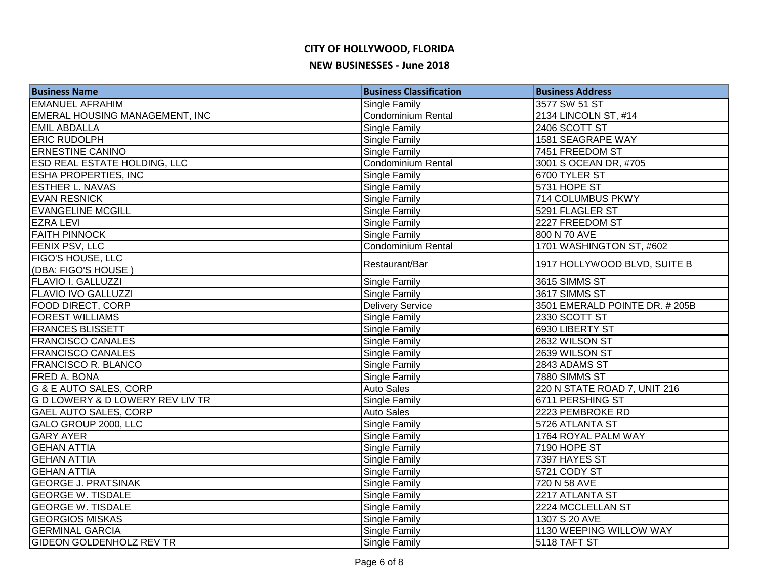# CITY OF HOLLYWOOD, FLORIDA

## NEW BUSINESSES - June 2018

| Business Name | Business Classification | Business Address |
|---|---|---|
| EMANUEL AFRAHIM | Single Family | 3577 SW 51 ST |
| EMERAL HOUSING MANAGEMENT, INC | Condominium Rental | 2134 LINCOLN ST, #14 |
| EMIL ABDALLA | Single Family | 2406 SCOTT ST |
| ERIC RUDOLPH | Single Family | 1581 SEAGRAPE WAY |
| ERNESTINE CANINO | Single Family | 7451 FREEDOM ST |
| ESD REAL ESTATE HOLDING, LLC | Condominium Rental | 3001 S OCEAN DR, #705 |
| ESHA PROPERTIES, INC | Single Family | 6700 TYLER ST |
| ESTHER L. NAVAS | Single Family | 5731 HOPE ST |
| EVAN RESNICK | Single Family | 714 COLUMBUS PKWY |
| EVANGELINE MCGILL | Single Family | 5291 FLAGLER ST |
| EZRA LEVI | Single Family | 2227 FREEDOM ST |
| FAITH PINNOCK | Single Family | 800 N 70 AVE |
| FENIX PSV, LLC | Condominium Rental | 1701 WASHINGTON ST, #602 |
| FIGO'S HOUSE, LLC (DBA: FIGO'S HOUSE ) | Restaurant/Bar | 1917 HOLLYWOOD BLVD, SUITE B |
| FLAVIO I. GALLUZZI | Single Family | 3615 SIMMS ST |
| FLAVIO IVO GALLUZZI | Single Family | 3617 SIMMS ST |
| FOOD DIRECT, CORP | Delivery Service | 3501 EMERALD POINTE DR. # 205B |
| FOREST WILLIAMS | Single Family | 2330 SCOTT ST |
| FRANCES BLISSETT | Single Family | 6930 LIBERTY ST |
| FRANCISCO CANALES | Single Family | 2632 WILSON ST |
| FRANCISCO CANALES | Single Family | 2639 WILSON ST |
| FRANCISCO R. BLANCO | Single Family | 2843 ADAMS ST |
| FRED A. BONA | Single Family | 7880 SIMMS ST |
| G & E AUTO SALES, CORP | Auto Sales | 220 N STATE ROAD 7, UNIT 216 |
| G D LOWERY & D LOWERY REV LIV TR | Single Family | 6711 PERSHING ST |
| GAEL AUTO SALES, CORP | Auto Sales | 2223 PEMBROKE RD |
| GALO GROUP 2000, LLC | Single Family | 5726 ATLANTA ST |
| GARY AYER | Single Family | 1764 ROYAL PALM WAY |
| GEHAN ATTIA | Single Family | 7190 HOPE ST |
| GEHAN ATTIA | Single Family | 7397 HAYES ST |
| GEHAN ATTIA | Single Family | 5721 CODY ST |
| GEORGE J. PRATSINAK | Single Family | 720 N 58 AVE |
| GEORGE W. TISDALE | Single Family | 2217 ATLANTA ST |
| GEORGE W. TISDALE | Single Family | 2224 MCCLELLAN ST |
| GEORGIOS MISKAS | Single Family | 1307 S 20 AVE |
| GERMINAL GARCIA | Single Family | 1130 WEEPING WILLOW WAY |
| GIDEON GOLDENHOLZ REV TR | Single Family | 5118 TAFT ST |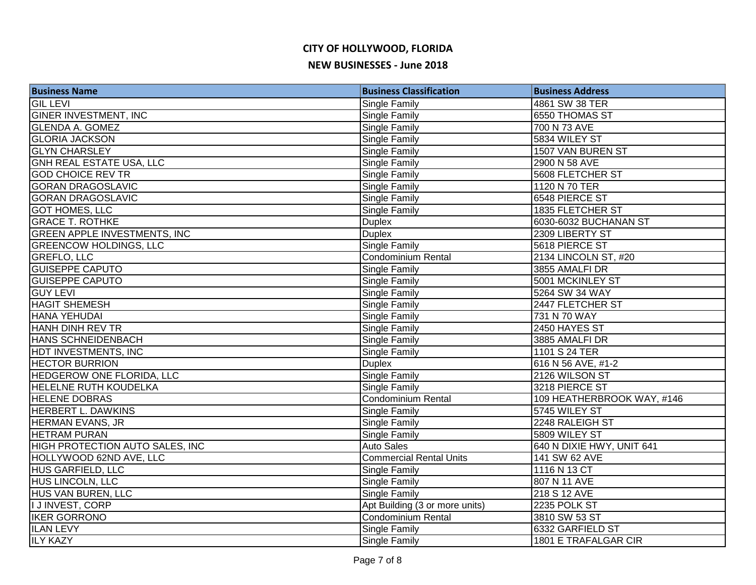# CITY OF HOLLYWOOD, FLORIDA

## NEW BUSINESSES - June 2018

| Business Name | Business Classification | Business Address |
|---|---|---|
| GIL LEVI | Single Family | 4861 SW 38 TER |
| GINER INVESTMENT, INC | Single Family | 6550 THOMAS ST |
| GLENDA A. GOMEZ | Single Family | 700 N 73 AVE |
| GLORIA JACKSON | Single Family | 5834 WILEY ST |
| GLYN CHARSLEY | Single Family | 1507 VAN BUREN ST |
| GNH REAL ESTATE USA, LLC | Single Family | 2900 N 58 AVE |
| GOD CHOICE REV TR | Single Family | 5608 FLETCHER ST |
| GORAN DRAGOSLAVIC | Single Family | 1120 N 70 TER |
| GORAN DRAGOSLAVIC | Single Family | 6548 PIERCE ST |
| GOT HOMES, LLC | Single Family | 1835 FLETCHER ST |
| GRACE T. ROTHKE | Duplex | 6030-6032 BUCHANAN ST |
| GREEN APPLE INVESTMENTS, INC | Duplex | 2309 LIBERTY ST |
| GREENCOW HOLDINGS, LLC | Single Family | 5618 PIERCE ST |
| GREFLO, LLC | Condominium Rental | 2134 LINCOLN ST, #20 |
| GUISEPPE CAPUTO | Single Family | 3855 AMALFI DR |
| GUISEPPE CAPUTO | Single Family | 5001 MCKINLEY ST |
| GUY LEVI | Single Family | 5264 SW 34 WAY |
| HAGIT SHEMESH | Single Family | 2447 FLETCHER ST |
| HANA YEHUDAI | Single Family | 731 N 70 WAY |
| HANH DINH REV TR | Single Family | 2450 HAYES ST |
| HANS SCHNEIDENBACH | Single Family | 3885 AMALFI DR |
| HDT INVESTMENTS, INC | Single Family | 1101 S 24 TER |
| HECTOR BURRION | Duplex | 616 N 56 AVE, #1-2 |
| HEDGEROW ONE FLORIDA, LLC | Single Family | 2126 WILSON ST |
| HELELNE RUTH KOUDELKA | Single Family | 3218 PIERCE ST |
| HELENE DOBRAS | Condominium Rental | 109 HEATHERBROOK WAY, #146 |
| HERBERT L. DAWKINS | Single Family | 5745 WILEY ST |
| HERMAN EVANS, JR | Single Family | 2248 RALEIGH ST |
| HETRAM PURAN | Single Family | 5809 WILEY ST |
| HIGH PROTECTION AUTO SALES, INC | Auto Sales | 640 N DIXIE HWY, UNIT 641 |
| HOLLYWOOD 62ND AVE, LLC | Commercial Rental Units | 141 SW 62 AVE |
| HUS GARFIELD, LLC | Single Family | 1116 N 13 CT |
| HUS LINCOLN, LLC | Single Family | 807 N 11 AVE |
| HUS VAN BUREN, LLC | Single Family | 218 S 12 AVE |
| I J INVEST, CORP | Apt Building (3 or more units) | 2235 POLK ST |
| IKER GORRONO | Condominium Rental | 3810 SW 53 ST |
| ILAN LEVY | Single Family | 6332 GARFIELD ST |
| ILY KAZY | Single Family | 1801 E TRAFALGAR CIR |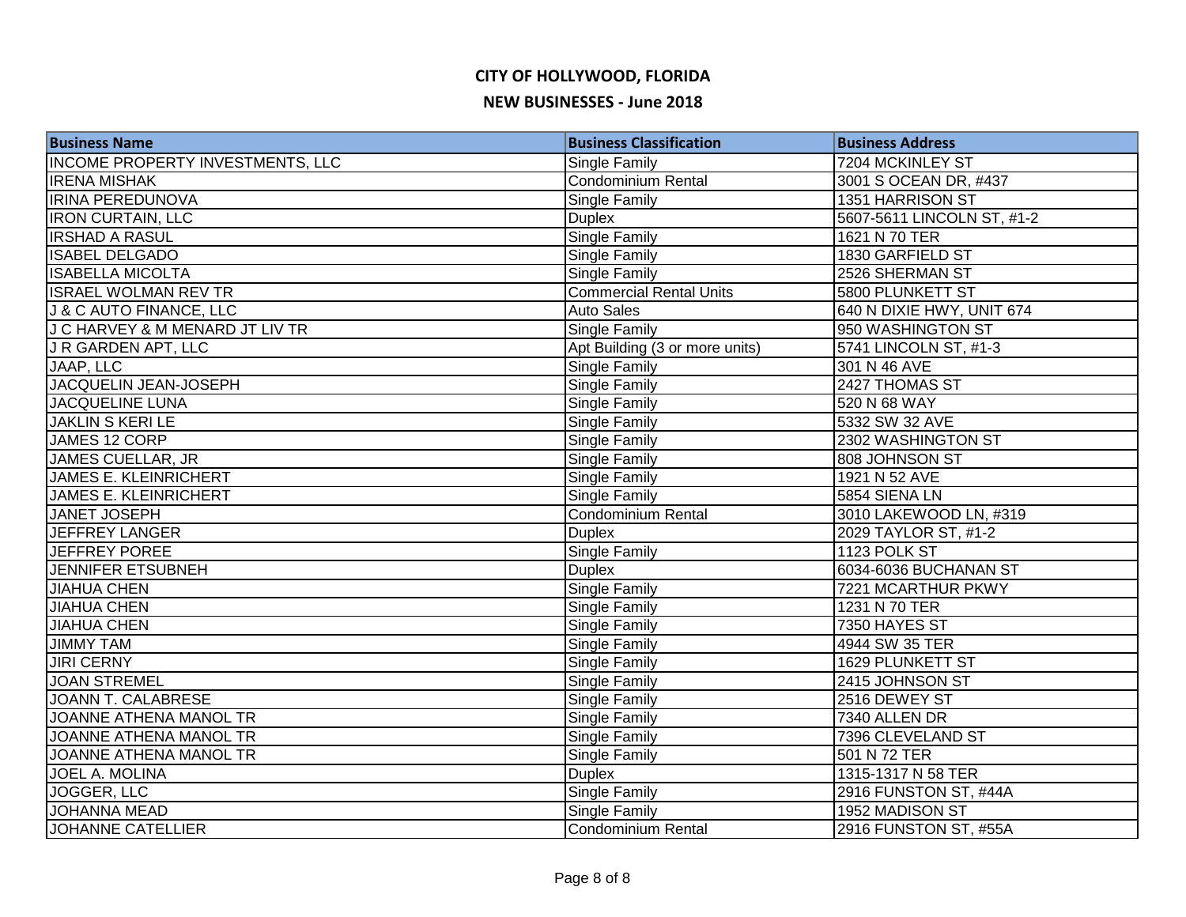# CITY OF HOLLYWOOD, FLORIDA

## NEW BUSINESSES - June 2018

| Business Name | Business Classification | Business Address |
|---|---|---|
| INCOME PROPERTY INVESTMENTS, LLC | Single Family | 7204 MCKINLEY ST |
| IRENA MISHAK | Condominium Rental | 3001 S OCEAN DR, #437 |
| IRINA PEREDUNOVA | Single Family | 1351 HARRISON ST |
| IRON CURTAIN, LLC | Duplex | 5607-5611 LINCOLN ST, #1-2 |
| IRSHAD A RASUL | Single Family | 1621 N 70 TER |
| ISABEL DELGADO | Single Family | 1830 GARFIELD ST |
| ISABELLA MICOLTA | Single Family | 2526 SHERMAN ST |
| ISRAEL WOLMAN REV TR | Commercial Rental Units | 5800 PLUNKETT ST |
| J & C AUTO FINANCE, LLC | Auto Sales | 640 N DIXIE HWY, UNIT 674 |
| J C HARVEY & M MENARD JT LIV TR | Single Family | 950 WASHINGTON ST |
| J R GARDEN APT, LLC | Apt Building (3 or more units) | 5741 LINCOLN ST, #1-3 |
| JAAP, LLC | Single Family | 301 N 46 AVE |
| JACQUELIN JEAN-JOSEPH | Single Family | 2427 THOMAS ST |
| JACQUELINE LUNA | Single Family | 520 N 68 WAY |
| JAKLIN S KERI LE | Single Family | 5332 SW 32 AVE |
| JAMES 12 CORP | Single Family | 2302 WASHINGTON ST |
| JAMES CUELLAR, JR | Single Family | 808 JOHNSON ST |
| JAMES E. KLEINRICHERT | Single Family | 1921 N 52 AVE |
| JAMES E. KLEINRICHERT | Single Family | 5854 SIENA LN |
| JANET JOSEPH | Condominium Rental | 3010 LAKEWOOD LN, #319 |
| JEFFREY LANGER | Duplex | 2029 TAYLOR ST, #1-2 |
| JEFFREY POREE | Single Family | 1123 POLK ST |
| JENNIFER ETSUBNEH | Duplex | 6034-6036 BUCHANAN ST |
| JIAHUA CHEN | Single Family | 7221 MCARTHUR PKWY |
| JIAHUA CHEN | Single Family | 1231 N 70 TER |
| JIAHUA CHEN | Single Family | 7350 HAYES ST |
| JIMMY TAM | Single Family | 4944 SW 35 TER |
| JIRI CERNY | Single Family | 1629 PLUNKETT ST |
| JOAN STREMEL | Single Family | 2415 JOHNSON ST |
| JOANN T. CALABRESE | Single Family | 2516 DEWEY ST |
| JOANNE ATHENA MANOL TR | Single Family | 7340 ALLEN DR |
| JOANNE ATHENA MANOL TR | Single Family | 7396 CLEVELAND ST |
| JOANNE ATHENA MANOL TR | Single Family | 501 N 72 TER |
| JOEL A. MOLINA | Duplex | 1315-1317 N 58 TER |
| JOGGER, LLC | Single Family | 2916 FUNSTON ST, #44A |
| JOHANNA MEAD | Single Family | 1952 MADISON ST |
| JOHANNE CATELLIER | Condominium Rental | 2916 FUNSTON ST, #55A |